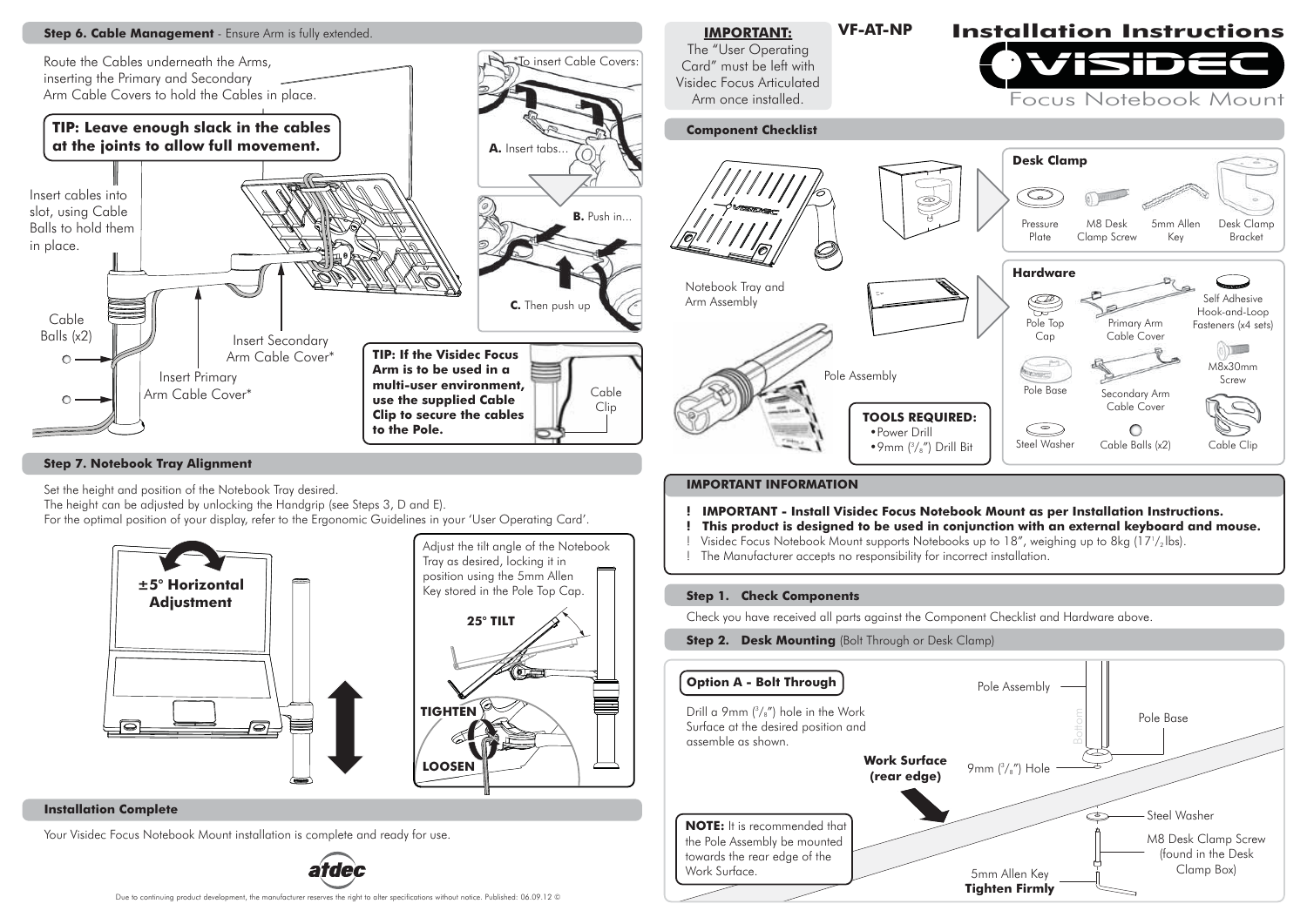# Installation Instructions

## VISIDEC Focus Notebook Mount

VF-AT-NP

**IMPORTANT:** The "User Operating Card" must be left with Visidec Focus Articulated Arm once installed.

### Component Checklist

Notebook Tray and Arm Assembly

Pole Assembly

**TOOLS REQUIRED:**
- Power Drill
- 9mm (3/8") Drill Bit

**Desk Clamp**

Pressure Plate, M8 Desk Clamp Screw, 5mm Allen Key, Desk Clamp Bracket

**Hardware**

Pole Top Cap, Primary Arm Cable Cover, Self Adhesive Hook-and-Loop Fasteners (x4 sets), M8x30mm Screw, Pole Base, Secondary Arm Cable Cover, Steel Washer, Cable Balls (x2), Cable Clip

### IMPORTANT INFORMATION

- ! **IMPORTANT - Install Visidec Focus Notebook Mount as per Installation Instructions.**
- ! **This product is designed to be used in conjunction with an external keyboard and mouse.**
- ! Visidec Focus Notebook Mount supports Notebooks up to 18", weighing up to 8kg (17½lbs).
- ! The Manufacturer accepts no responsibility for incorrect installation.

### Step 1. Check Components

Check you have received all parts against the Component Checklist and Hardware above.

### Step 2. Desk Mounting (Bolt Through or Desk Clamp)

**Option A - Bolt Through**

Drill a 9mm (3/8") hole in the Work Surface at the desired position and assemble as shown.

Pole Assembly, Bottom, Pole Base, **Work Surface (rear edge)**, 9mm (3/8") Hole, Steel Washer, M8 Desk Clamp Screw (found in the Desk Clamp Box), 5mm Allen Key, **Tighten Firmly**

**NOTE:** It is recommended that the Pole Assembly be mounted towards the rear edge of the Work Surface.

### Step 6. Cable Management - Ensure Arm is fully extended.

Route the Cables underneath the Arms, inserting the Primary and Secondary Arm Cable Covers to hold the Cables in place.

**TIP: Leave enough slack in the cables at the joints to allow full movement.**

Insert cables into slot, using Cable Balls to hold them in place.

Cable Balls (x2)

Insert Primary Arm Cable Cover*

Insert Secondary Arm Cable Cover*

*To insert Cable Covers:

**A.** Insert tabs...

**B.** Push in...

**C.** Then push up

**TIP: If the Visidec Focus Arm is to be used in a multi-user environment, use the supplied Cable Clip to secure the cables to the Pole.**

Cable Clip

### Step 7. Notebook Tray Alignment

Set the height and position of the Notebook Tray desired.
The height can be adjusted by unlocking the Handgrip (see Steps 3, D and E).
For the optimal position of your display, refer to the Ergonomic Guidelines in your 'User Operating Card'.

**±5° Horizontal Adjustment**

Adjust the tilt angle of the Notebook Tray as desired, locking it in position using the 5mm Allen Key stored in the Pole Top Cap.

**25° TILT**

**TIGHTEN**

**LOOSEN**

### Installation Complete

Your Visidec Focus Notebook Mount installation is complete and ready for use.

atdec

Due to continuing product development, the manufacturer reserves the right to alter specifications without notice. Published: 06.09.12 ©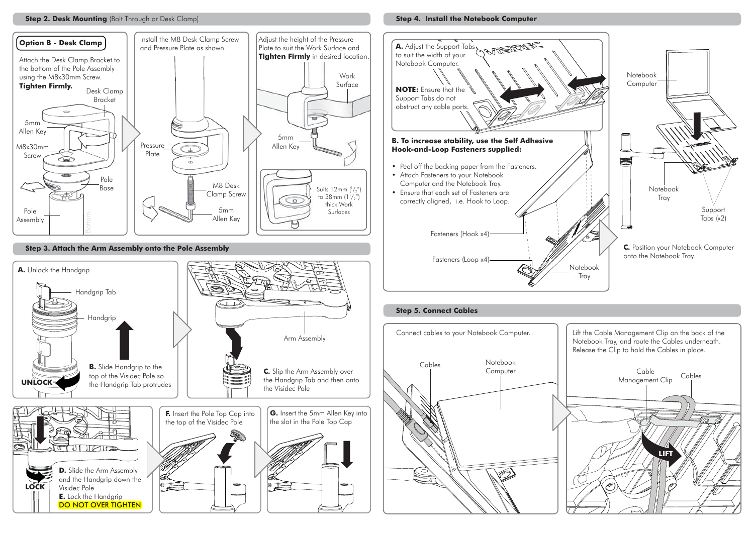## Step 2. Desk Mounting (Bolt Through or Desk Clamp)

### Option B - Desk Clamp

Attach the Desk Clamp Bracket to the bottom of the Pole Assembly using the M8x30mm Screw. **Tighten Firmly.**

Desk Clamp Bracket

5mm Allen Key

M8x30mm Screw

Pole Base

Pole Assembly

Bottom

Install the M8 Desk Clamp Screw and Pressure Plate as shown.

Pressure Plate

M8 Desk Clamp Screw

5mm Allen Key

Adjust the height of the Pressure Plate to suit the Work Surface and **Tighten Firmly** in desired location.

Work Surface

5mm Allen Key

Suits 12mm (1/2") to 38mm (1 1/2") thick Work Surfaces

## Step 3. Attach the Arm Assembly onto the Pole Assembly

**A.** Unlock the Handgrip

Handgrip Tab

Handgrip

UNLOCK

**B.** Slide Handgrip to the top of the Visidec Pole so the Handgrip Tab protrudes

Arm Assembly

**C.** Slip the Arm Assembly over the Handgrip Tab and then onto the Visidec Pole

LOCK

**D.** Slide the Arm Assembly and the Handgrip down the Visidec Pole

**E.** Lock the Handgrip

DO NOT OVER TIGHTEN

**F.** Insert the Pole Top Cap into the top of the Visidec Pole

**G.** Insert the 5mm Allen Key into the slot in the Pole Top Cap

## Step 4. Install the Notebook Computer

**A.** Adjust the Support Tabs to suit the width of your Notebook Computer.

**NOTE:** Ensure that the Support Tabs do not obstruct any cable ports.

**B. To increase stability, use the Self Adhesive Hook-and-Loop Fasteners supplied:**

- Peel off the backing paper from the Fasteners.
- Attach Fasteners to your Notebook Computer and the Notebook Tray.
- Ensure that each set of Fasteners are correctly aligned, i.e. Hook to Loop.

Fasteners (Hook x4)

Fasteners (Loop x4)

Notebook Tray

Notebook Computer

Notebook Tray

Support Tabs (x2)

**C.** Position your Notebook Computer onto the Notebook Tray.

## Step 5. Connect Cables

Connect cables to your Notebook Computer.

Cables

Notebook Computer

Lift the Cable Management Clip on the back of the Notebook Tray, and route the Cables underneath. Release the Clip to hold the Cables in place.

Cable Management Clip

Cables

LIFT